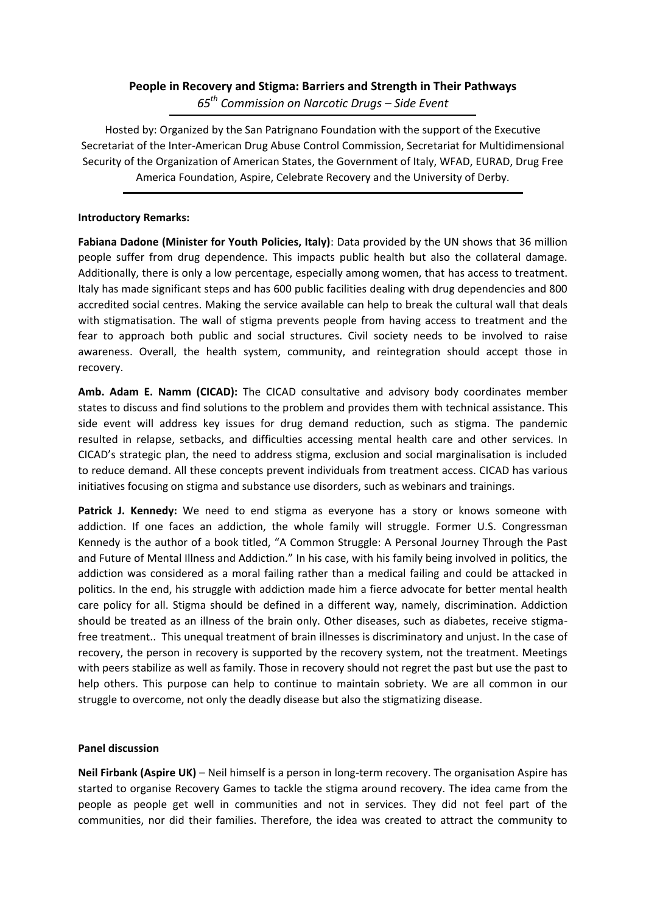**People in Recovery and Stigma: Barriers and Strength in Their Pathways**

*65th Commission on Narcotic Drugs – Side Event*

Hosted by: Organized by the San Patrignano Foundation with the support of the Executive Secretariat of the Inter-American Drug Abuse Control Commission, Secretariat for Multidimensional Security of the Organization of American States, the Government of Italy, WFAD, EURAD, Drug Free America Foundation, Aspire, Celebrate Recovery and the University of Derby.

**Introductory Remarks:**

**Fabiana Dadone (Minister for Youth Policies, Italy)**: Data provided by the UN shows that 36 million people suffer from drug dependence. This impacts public health but also the collateral damage. Additionally, there is only a low percentage, especially among women, that has access to treatment. Italy has made significant steps and has 600 public facilities dealing with drug dependencies and 800 accredited social centres. Making the service available can help to break the cultural wall that deals with stigmatisation. The wall of stigma prevents people from having access to treatment and the fear to approach both public and social structures. Civil society needs to be involved to raise awareness. Overall, the health system, community, and reintegration should accept those in recovery.

**Amb. Adam E. Namm (CICAD):** The CICAD consultative and advisory body coordinates member states to discuss and find solutions to the problem and provides them with technical assistance. This side event will address key issues for drug demand reduction, such as stigma. The pandemic resulted in relapse, setbacks, and difficulties accessing mental health care and other services. In CICAD's strategic plan, the need to address stigma, exclusion and social marginalisation is included to reduce demand. All these concepts prevent individuals from treatment access. CICAD has various initiatives focusing on stigma and substance use disorders, such as webinars and trainings.

**Patrick J. Kennedy:** We need to end stigma as everyone has a story or knows someone with addiction. If one faces an addiction, the whole family will struggle. Former U.S. Congressman Kennedy is the author of a book titled, "A Common Struggle: A Personal Journey Through the Past and Future of Mental Illness and Addiction." In his case, with his family being involved in politics, the addiction was considered as a moral failing rather than a medical failing and could be attacked in politics. In the end, his struggle with addiction made him a fierce advocate for better mental health care policy for all. Stigma should be defined in a different way, namely, discrimination. Addiction should be treated as an illness of the brain only. Other diseases, such as diabetes, receive stigma-free treatment.. This unequal treatment of brain illnesses is discriminatory and unjust. In the case of recovery, the person in recovery is supported by the recovery system, not the treatment. Meetings with peers stabilize as well as family. Those in recovery should not regret the past but use the past to help others. This purpose can help to continue to maintain sobriety. We are all common in our struggle to overcome, not only the deadly disease but also the stigmatizing disease.

**Panel discussion**

**Neil Firbank (Aspire UK)** – Neil himself is a person in long-term recovery. The organisation Aspire has started to organise Recovery Games to tackle the stigma around recovery. The idea came from the people as people get well in communities and not in services. They did not feel part of the communities, nor did their families. Therefore, the idea was created to attract the community to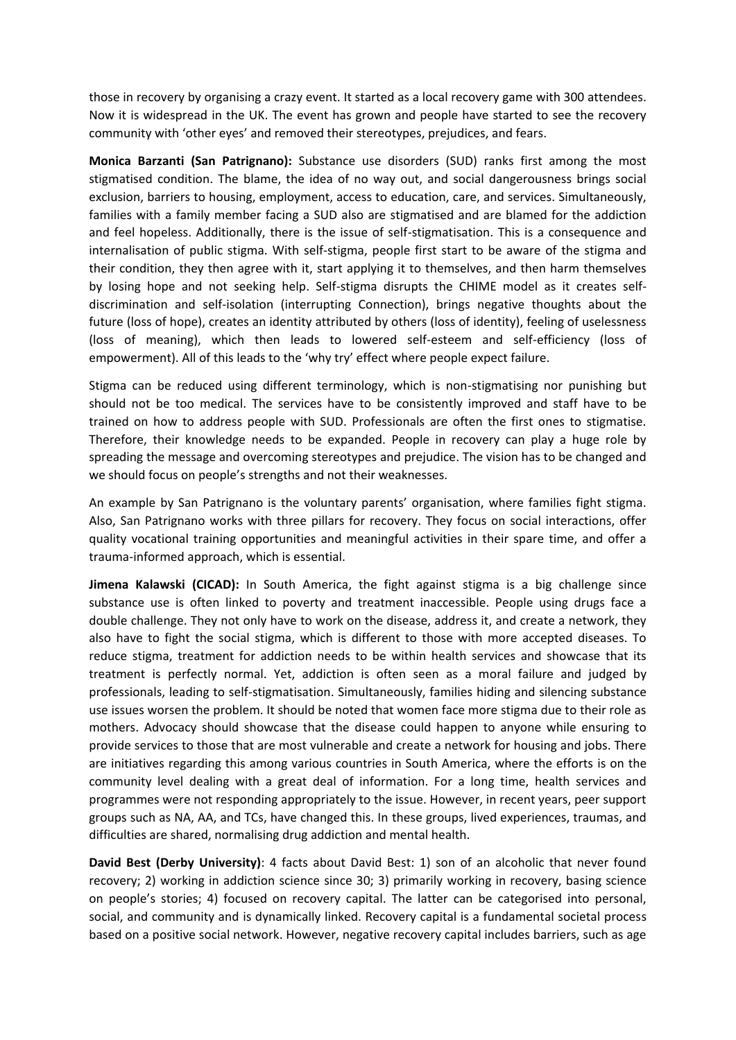those in recovery by organising a crazy event. It started as a local recovery game with 300 attendees. Now it is widespread in the UK. The event has grown and people have started to see the recovery community with 'other eyes' and removed their stereotypes, prejudices, and fears.

**Monica Barzanti (San Patrignano):** Substance use disorders (SUD) ranks first among the most stigmatised condition. The blame, the idea of no way out, and social dangerousness brings social exclusion, barriers to housing, employment, access to education, care, and services. Simultaneously, families with a family member facing a SUD also are stigmatised and are blamed for the addiction and feel hopeless. Additionally, there is the issue of self-stigmatisation. This is a consequence and internalisation of public stigma. With self-stigma, people first start to be aware of the stigma and their condition, they then agree with it, start applying it to themselves, and then harm themselves by losing hope and not seeking help. Self-stigma disrupts the CHIME model as it creates self-discrimination and self-isolation (interrupting Connection), brings negative thoughts about the future (loss of hope), creates an identity attributed by others (loss of identity), feeling of uselessness (loss of meaning), which then leads to lowered self-esteem and self-efficiency (loss of empowerment). All of this leads to the 'why try' effect where people expect failure.

Stigma can be reduced using different terminology, which is non-stigmatising nor punishing but should not be too medical. The services have to be consistently improved and staff have to be trained on how to address people with SUD. Professionals are often the first ones to stigmatise. Therefore, their knowledge needs to be expanded. People in recovery can play a huge role by spreading the message and overcoming stereotypes and prejudice. The vision has to be changed and we should focus on people's strengths and not their weaknesses.

An example by San Patrignano is the voluntary parents' organisation, where families fight stigma. Also, San Patrignano works with three pillars for recovery. They focus on social interactions, offer quality vocational training opportunities and meaningful activities in their spare time, and offer a trauma-informed approach, which is essential.

**Jimena Kalawski (CICAD):** In South America, the fight against stigma is a big challenge since substance use is often linked to poverty and treatment inaccessible. People using drugs face a double challenge. They not only have to work on the disease, address it, and create a network, they also have to fight the social stigma, which is different to those with more accepted diseases. To reduce stigma, treatment for addiction needs to be within health services and showcase that its treatment is perfectly normal. Yet, addiction is often seen as a moral failure and judged by professionals, leading to self-stigmatisation. Simultaneously, families hiding and silencing substance use issues worsen the problem. It should be noted that women face more stigma due to their role as mothers. Advocacy should showcase that the disease could happen to anyone while ensuring to provide services to those that are most vulnerable and create a network for housing and jobs. There are initiatives regarding this among various countries in South America, where the efforts is on the community level dealing with a great deal of information. For a long time, health services and programmes were not responding appropriately to the issue. However, in recent years, peer support groups such as NA, AA, and TCs, have changed this. In these groups, lived experiences, traumas, and difficulties are shared, normalising drug addiction and mental health.

**David Best (Derby University)**: 4 facts about David Best: 1) son of an alcoholic that never found recovery; 2) working in addiction science since 30; 3) primarily working in recovery, basing science on people's stories; 4) focused on recovery capital. The latter can be categorised into personal, social, and community and is dynamically linked. Recovery capital is a fundamental societal process based on a positive social network. However, negative recovery capital includes barriers, such as age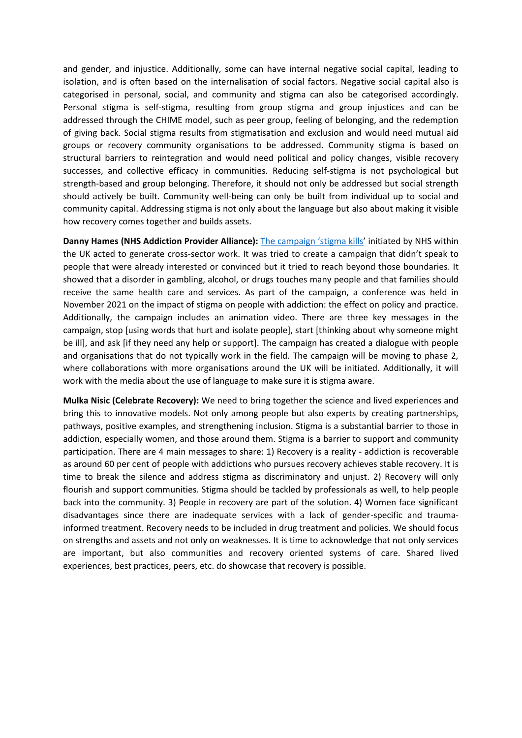and gender, and injustice. Additionally, some can have internal negative social capital, leading to isolation, and is often based on the internalisation of social factors. Negative social capital also is categorised in personal, social, and community and stigma can also be categorised accordingly. Personal stigma is self-stigma, resulting from group stigma and group injustices and can be addressed through the CHIME model, such as peer group, feeling of belonging, and the redemption of giving back. Social stigma results from stigmatisation and exclusion and would need mutual aid groups or recovery community organisations to be addressed. Community stigma is based on structural barriers to reintegration and would need political and policy changes, visible recovery successes, and collective efficacy in communities. Reducing self-stigma is not psychological but strength-based and group belonging. Therefore, it should not only be addressed but social strength should actively be built. Community well-being can only be built from individual up to social and community capital. Addressing stigma is not only about the language but also about making it visible how recovery comes together and builds assets.

**Danny Hames (NHS Addiction Provider Alliance):** The campaign 'stigma kills' initiated by NHS within the UK acted to generate cross-sector work. It was tried to create a campaign that didn't speak to people that were already interested or convinced but it tried to reach beyond those boundaries. It showed that a disorder in gambling, alcohol, or drugs touches many people and that families should receive the same health care and services. As part of the campaign, a conference was held in November 2021 on the impact of stigma on people with addiction: the effect on policy and practice. Additionally, the campaign includes an animation video. There are three key messages in the campaign, stop [using words that hurt and isolate people], start [thinking about why someone might be ill], and ask [if they need any help or support]. The campaign has created a dialogue with people and organisations that do not typically work in the field. The campaign will be moving to phase 2, where collaborations with more organisations around the UK will be initiated. Additionally, it will work with the media about the use of language to make sure it is stigma aware.

**Mulka Nisic (Celebrate Recovery):** We need to bring together the science and lived experiences and bring this to innovative models. Not only among people but also experts by creating partnerships, pathways, positive examples, and strengthening inclusion. Stigma is a substantial barrier to those in addiction, especially women, and those around them. Stigma is a barrier to support and community participation. There are 4 main messages to share: 1) Recovery is a reality - addiction is recoverable as around 60 per cent of people with addictions who pursues recovery achieves stable recovery. It is time to break the silence and address stigma as discriminatory and unjust. 2) Recovery will only flourish and support communities. Stigma should be tackled by professionals as well, to help people back into the community. 3) People in recovery are part of the solution. 4) Women face significant disadvantages since there are inadequate services with a lack of gender-specific and trauma-informed treatment. Recovery needs to be included in drug treatment and policies. We should focus on strengths and assets and not only on weaknesses. It is time to acknowledge that not only services are important, but also communities and recovery oriented systems of care. Shared lived experiences, best practices, peers, etc. do showcase that recovery is possible.